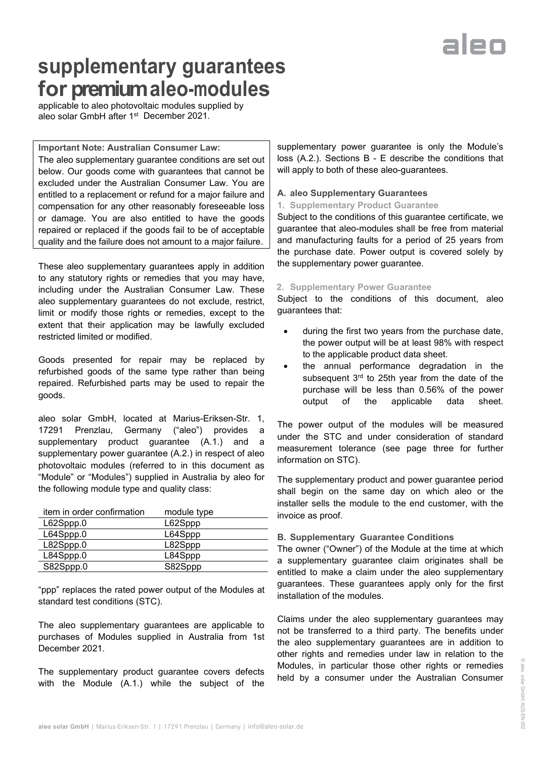# supplementary guarantees for premium aleo-modules

applicable to aleo photovoltaic modules supplied by aleo solar GmbH after 1st December 2021.

**Important Note: Australian Consumer Law:**
The aleo supplementary guarantee conditions are set out below. Our goods come with guarantees that cannot be excluded under the Australian Consumer Law. You are entitled to a replacement or refund for a major failure and compensation for any other reasonably foreseeable loss or damage. You are also entitled to have the goods repaired or replaced if the goods fail to be of acceptable quality and the failure does not amount to a major failure.

These aleo supplementary guarantees apply in addition to any statutory rights or remedies that you may have, including under the Australian Consumer Law. These aleo supplementary guarantees do not exclude, restrict, limit or modify those rights or remedies, except to the extent that their application may be lawfully excluded restricted limited or modified.

Goods presented for repair may be replaced by refurbished goods of the same type rather than being repaired. Refurbished parts may be used to repair the goods.

aleo solar GmbH, located at Marius-Eriksen-Str. 1, 17291 Prenzlau, Germany ("aleo") provides a supplementary product guarantee (A.1.) and a supplementary power guarantee (A.2.) in respect of aleo photovoltaic modules (referred to in this document as "Module" or "Modules") supplied in Australia by aleo for the following module type and quality class:

| item in order confirmation | module type |
|---|---|
| L62Sppp.0 | L62Sppp |
| L64Sppp.0 | L64Sppp |
| L82Sppp.0 | L82Sppp |
| L84Sppp.0 | L84Sppp |
| S82Sppp.0 | S82Sppp |

"ppp" replaces the rated power output of the Modules at standard test conditions (STC).

The aleo supplementary guarantees are applicable to purchases of Modules supplied in Australia from 1st December 2021.

The supplementary product guarantee covers defects with the Module (A.1.) while the subject of the supplementary power guarantee is only the Module's loss (A.2.). Sections B - E describe the conditions that will apply to both of these aleo-guarantees.

### A. aleo Supplementary Guarantees

#### 1. Supplementary Product Guarantee

Subject to the conditions of this guarantee certificate, we guarantee that aleo-modules shall be free from material and manufacturing faults for a period of 25 years from the purchase date. Power output is covered solely by the supplementary power guarantee.

#### 2. Supplementary Power Guarantee

Subject to the conditions of this document, aleo guarantees that:

- during the first two years from the purchase date, the power output will be at least 98% with respect to the applicable product data sheet.
- the annual performance degradation in the subsequent 3rd to 25th year from the date of the purchase will be less than 0.56% of the power output of the applicable data sheet.

The power output of the modules will be measured under the STC and under consideration of standard measurement tolerance (see page three for further information on STC).

The supplementary product and power guarantee period shall begin on the same day on which aleo or the installer sells the module to the end customer, with the invoice as proof.

### B. Supplementary Guarantee Conditions

The owner ("Owner") of the Module at the time at which a supplementary guarantee claim originates shall be entitled to make a claim under the aleo supplementary guarantees. These guarantees apply only for the first installation of the modules.

Claims under the aleo supplementary guarantees may not be transferred to a third party. The benefits under the aleo supplementary guarantees are in addition to other rights and remedies under law in relation to the Modules, in particular those other rights or remedies held by a consumer under the Australian Consumer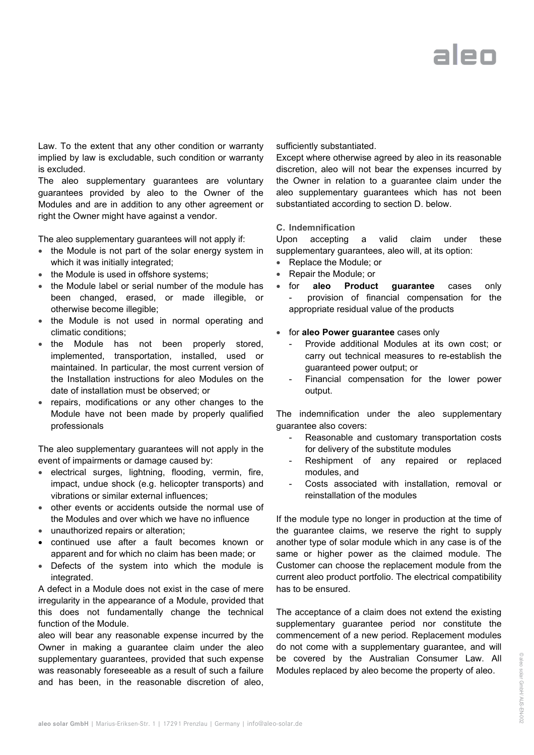Law. To the extent that any other condition or warranty implied by law is excludable, such condition or warranty is excluded.

The aleo supplementary guarantees are voluntary guarantees provided by aleo to the Owner of the Modules and are in addition to any other agreement or right the Owner might have against a vendor.

The aleo supplementary guarantees will not apply if:

- the Module is not part of the solar energy system in which it was initially integrated;
- the Module is used in offshore systems;
- the Module label or serial number of the module has been changed, erased, or made illegible, or otherwise become illegible;
- the Module is not used in normal operating and climatic conditions;
- the Module has not been properly stored, implemented, transportation, installed, used or maintained. In particular, the most current version of the Installation instructions for aleo Modules on the date of installation must be observed; or
- repairs, modifications or any other changes to the Module have not been made by properly qualified professionals

The aleo supplementary guarantees will not apply in the event of impairments or damage caused by:

- electrical surges, lightning, flooding, vermin, fire, impact, undue shock (e.g. helicopter transports) and vibrations or similar external influences;
- other events or accidents outside the normal use of the Modules and over which we have no influence
- unauthorized repairs or alteration;
- continued use after a fault becomes known or apparent and for which no claim has been made; or
- Defects of the system into which the module is integrated.

A defect in a Module does not exist in the case of mere irregularity in the appearance of a Module, provided that this does not fundamentally change the technical function of the Module.

aleo will bear any reasonable expense incurred by the Owner in making a guarantee claim under the aleo supplementary guarantees, provided that such expense was reasonably foreseeable as a result of such a failure and has been, in the reasonable discretion of aleo, sufficiently substantiated.

Except where otherwise agreed by aleo in its reasonable discretion, aleo will not bear the expenses incurred by the Owner in relation to a guarantee claim under the aleo supplementary guarantees which has not been substantiated according to section D. below.

### C. Indemnification

Upon accepting a valid claim under these supplementary guarantees, aleo will, at its option:

- Replace the Module; or
- Repair the Module; or
- for **aleo Product guarantee** cases only
  - provision of financial compensation for the appropriate residual value of the products
- for **aleo Power guarantee** cases only
  - Provide additional Modules at its own cost; or carry out technical measures to re-establish the guaranteed power output; or
  - Financial compensation for the lower power output.

The indemnification under the aleo supplementary guarantee also covers:

- Reasonable and customary transportation costs for delivery of the substitute modules
- Reshipment of any repaired or replaced modules, and
- Costs associated with installation, removal or reinstallation of the modules

If the module type no longer in production at the time of the guarantee claims, we reserve the right to supply another type of solar module which in any case is of the same or higher power as the claimed module. The Customer can choose the replacement module from the current aleo product portfolio. The electrical compatibility has to be ensured.

The acceptance of a claim does not extend the existing supplementary guarantee period nor constitute the commencement of a new period. Replacement modules do not come with a supplementary guarantee, and will be covered by the Australian Consumer Law. All Modules replaced by aleo become the property of aleo.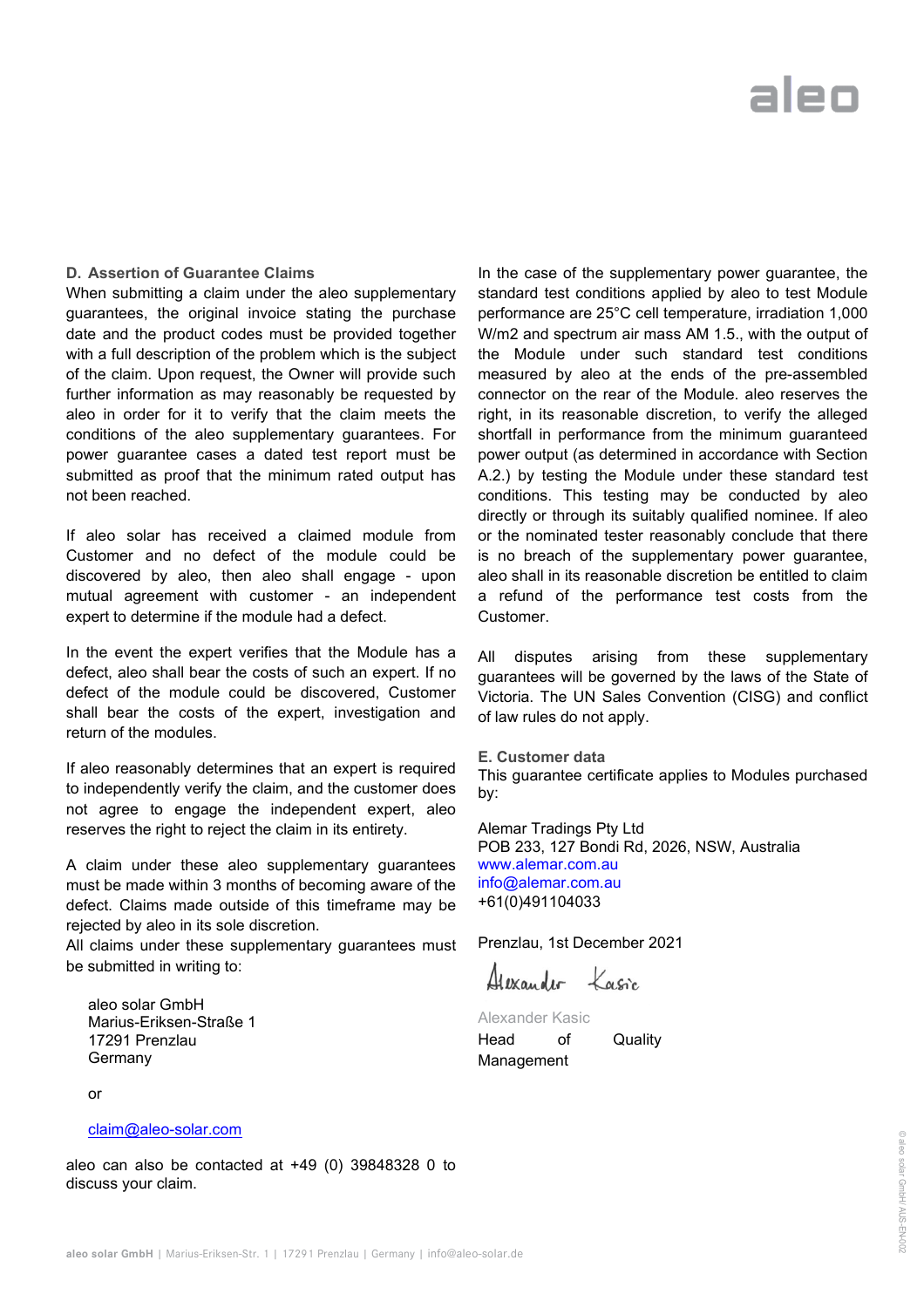## D. Assertion of Guarantee Claims

When submitting a claim under the aleo supplementary guarantees, the original invoice stating the purchase date and the product codes must be provided together with a full description of the problem which is the subject of the claim. Upon request, the Owner will provide such further information as may reasonably be requested by aleo in order for it to verify that the claim meets the conditions of the aleo supplementary guarantees. For power guarantee cases a dated test report must be submitted as proof that the minimum rated output has not been reached.

If aleo solar has received a claimed module from Customer and no defect of the module could be discovered by aleo, then aleo shall engage - upon mutual agreement with customer - an independent expert to determine if the module had a defect.

In the event the expert verifies that the Module has a defect, aleo shall bear the costs of such an expert. If no defect of the module could be discovered, Customer shall bear the costs of the expert, investigation and return of the modules.

If aleo reasonably determines that an expert is required to independently verify the claim, and the customer does not agree to engage the independent expert, aleo reserves the right to reject the claim in its entirety.

A claim under these aleo supplementary guarantees must be made within 3 months of becoming aware of the defect. Claims made outside of this timeframe may be rejected by aleo in its sole discretion.
All claims under these supplementary guarantees must be submitted in writing to:

aleo solar GmbH
Marius-Eriksen-Straße 1
17291 Prenzlau
Germany

or

claim@aleo-solar.com

aleo can also be contacted at +49 (0) 39848328 0 to discuss your claim.

In the case of the supplementary power guarantee, the standard test conditions applied by aleo to test Module performance are 25°C cell temperature, irradiation 1,000 W/m2 and spectrum air mass AM 1.5., with the output of the Module under such standard test conditions measured by aleo at the ends of the pre-assembled connector on the rear of the Module. aleo reserves the right, in its reasonable discretion, to verify the alleged shortfall in performance from the minimum guaranteed power output (as determined in accordance with Section A.2.) by testing the Module under these standard test conditions. This testing may be conducted by aleo directly or through its suitably qualified nominee. If aleo or the nominated tester reasonably conclude that there is no breach of the supplementary power guarantee, aleo shall in its reasonable discretion be entitled to claim a refund of the performance test costs from the Customer.

All disputes arising from these supplementary guarantees will be governed by the laws of the State of Victoria. The UN Sales Convention (CISG) and conflict of law rules do not apply.

## E. Customer data

This guarantee certificate applies to Modules purchased by:

Alemar Tradings Pty Ltd
POB 233, 127 Bondi Rd, 2026, NSW, Australia
www.alemar.com.au
info@alemar.com.au
+61(0)491104033

Prenzlau, 1st December 2021

Alexander Kasic

Alexander Kasic
Head of Quality Management